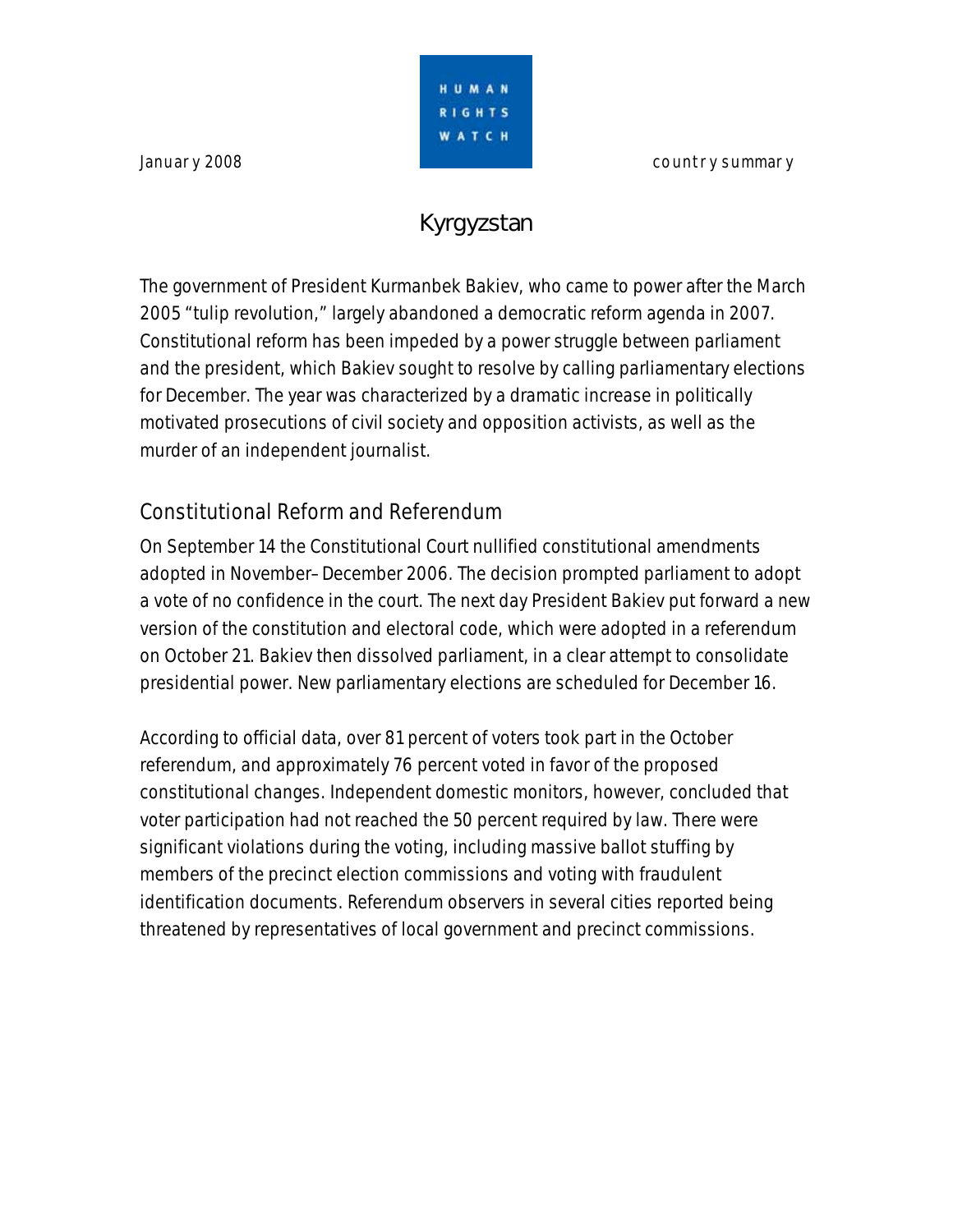January 2008

HUMAN RIGHTS WATCH

country summary

# Kyrgyzstan

The government of President Kurmanbek Bakiev, who came to power after the March 2005 "tulip revolution," largely abandoned a democratic reform agenda in 2007. Constitutional reform has been impeded by a power struggle between parliament and the president, which Bakiev sought to resolve by calling parliamentary elections for December. The year was characterized by a dramatic increase in politically motivated prosecutions of civil society and opposition activists, as well as the murder of an independent journalist.

## Constitutional Reform and Referendum

On September 14 the Constitutional Court nullified constitutional amendments adopted in November–December 2006. The decision prompted parliament to adopt a vote of no confidence in the court. The next day President Bakiev put forward a new version of the constitution and electoral code, which were adopted in a referendum on October 21. Bakiev then dissolved parliament, in a clear attempt to consolidate presidential power. New parliamentary elections are scheduled for December 16.

According to official data, over 81 percent of voters took part in the October referendum, and approximately 76 percent voted in favor of the proposed constitutional changes. Independent domestic monitors, however, concluded that voter participation had not reached the 50 percent required by law. There were significant violations during the voting, including massive ballot stuffing by members of the precinct election commissions and voting with fraudulent identification documents. Referendum observers in several cities reported being threatened by representatives of local government and precinct commissions.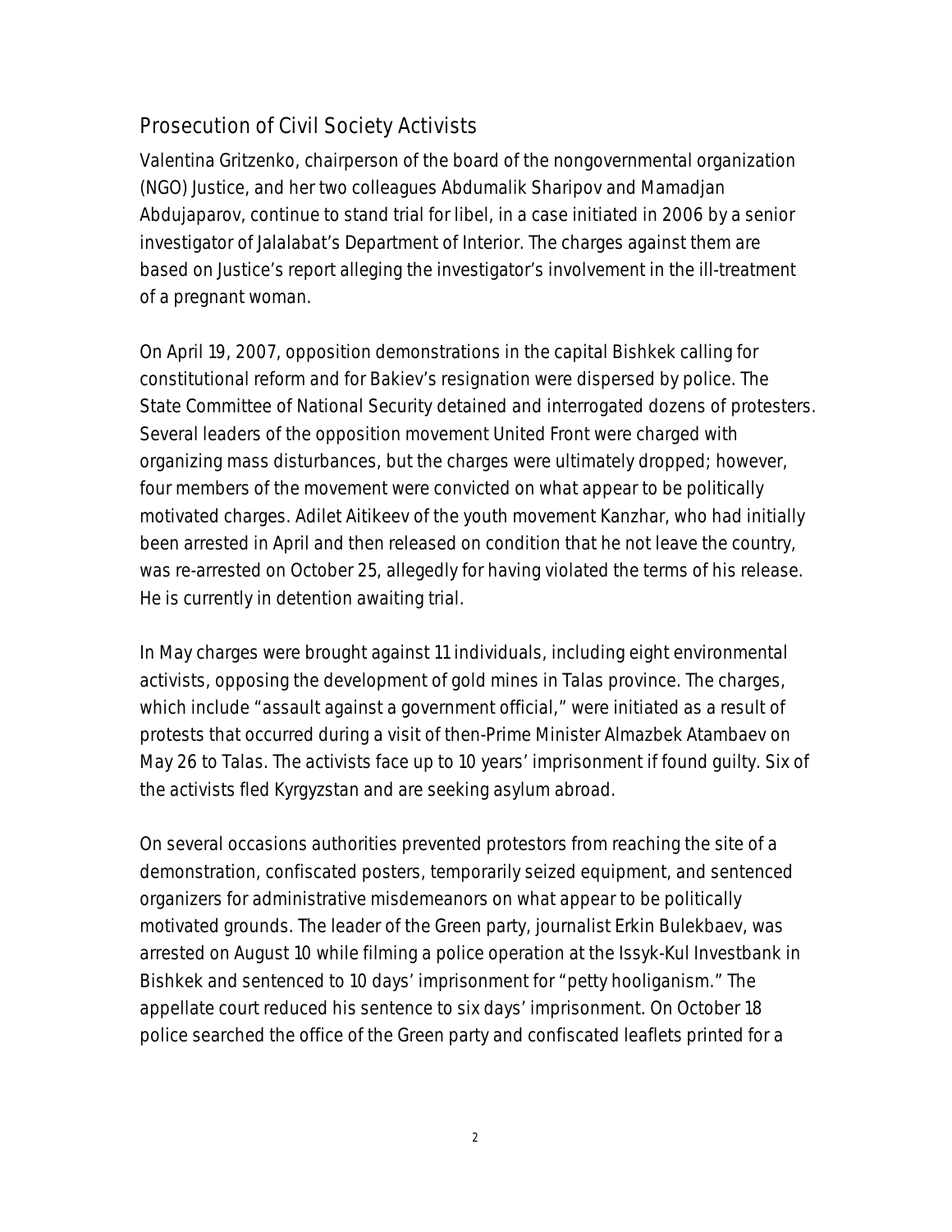## Prosecution of Civil Society Activists

Valentina Gritzenko, chairperson of the board of the nongovernmental organization (NGO) Justice, and her two colleagues Abdumalik Sharipov and Mamadjan Abdujaparov, continue to stand trial for libel, in a case initiated in 2006 by a senior investigator of Jalalabat's Department of Interior. The charges against them are based on Justice's report alleging the investigator's involvement in the ill-treatment of a pregnant woman.

On April 19, 2007, opposition demonstrations in the capital Bishkek calling for constitutional reform and for Bakiev's resignation were dispersed by police. The State Committee of National Security detained and interrogated dozens of protesters. Several leaders of the opposition movement United Front were charged with organizing mass disturbances, but the charges were ultimately dropped; however, four members of the movement were convicted on what appear to be politically motivated charges. Adilet Aitikeev of the youth movement Kanzhar, who had initially been arrested in April and then released on condition that he not leave the country, was re-arrested on October 25, allegedly for having violated the terms of his release. He is currently in detention awaiting trial.

In May charges were brought against 11 individuals, including eight environmental activists, opposing the development of gold mines in Talas province. The charges, which include "assault against a government official," were initiated as a result of protests that occurred during a visit of then-Prime Minister Almazbek Atambaev on May 26 to Talas. The activists face up to 10 years' imprisonment if found guilty. Six of the activists fled Kyrgyzstan and are seeking asylum abroad.

On several occasions authorities prevented protestors from reaching the site of a demonstration, confiscated posters, temporarily seized equipment, and sentenced organizers for administrative misdemeanors on what appear to be politically motivated grounds. The leader of the Green party, journalist Erkin Bulekbaev, was arrested on August 10 while filming a police operation at the Issyk-Kul Investbank in Bishkek and sentenced to 10 days' imprisonment for "petty hooliganism." The appellate court reduced his sentence to six days' imprisonment. On October 18 police searched the office of the Green party and confiscated leaflets printed for a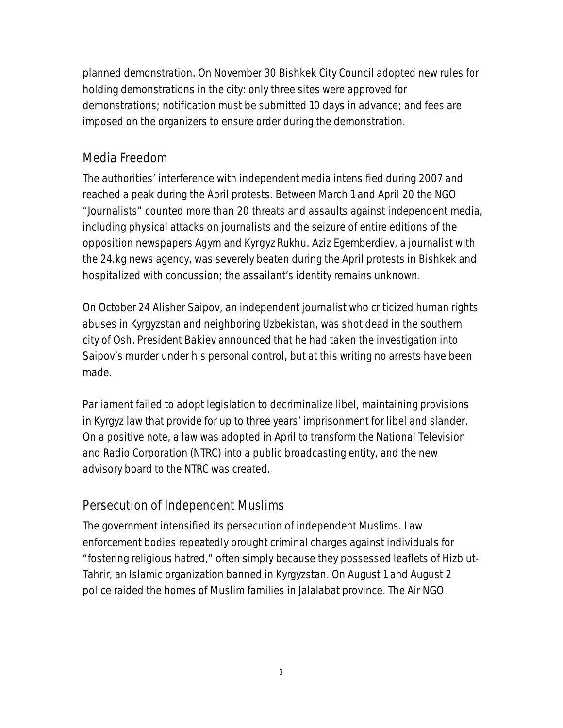planned demonstration. On November 30 Bishkek City Council adopted new rules for holding demonstrations in the city: only three sites were approved for demonstrations; notification must be submitted 10 days in advance; and fees are imposed on the organizers to ensure order during the demonstration.

## Media Freedom

The authorities' interference with independent media intensified during 2007 and reached a peak during the April protests. Between March 1 and April 20 the NGO "Journalists" counted more than 20 threats and assaults against independent media, including physical attacks on journalists and the seizure of entire editions of the opposition newspapers Agym and Kyrgyz Rukhu. Aziz Egemberdiev, a journalist with the 24.kg news agency, was severely beaten during the April protests in Bishkek and hospitalized with concussion; the assailant's identity remains unknown.

On October 24 Alisher Saipov, an independent journalist who criticized human rights abuses in Kyrgyzstan and neighboring Uzbekistan, was shot dead in the southern city of Osh. President Bakiev announced that he had taken the investigation into Saipov's murder under his personal control, but at this writing no arrests have been made.

Parliament failed to adopt legislation to decriminalize libel, maintaining provisions in Kyrgyz law that provide for up to three years' imprisonment for libel and slander. On a positive note, a law was adopted in April to transform the National Television and Radio Corporation (NTRC) into a public broadcasting entity, and the new advisory board to the NTRC was created.

## Persecution of Independent Muslims

The government intensified its persecution of independent Muslims. Law enforcement bodies repeatedly brought criminal charges against individuals for "fostering religious hatred," often simply because they possessed leaflets of Hizb ut-Tahrir, an Islamic organization banned in Kyrgyzstan. On August 1 and August 2 police raided the homes of Muslim families in Jalalabat province. The Air NGO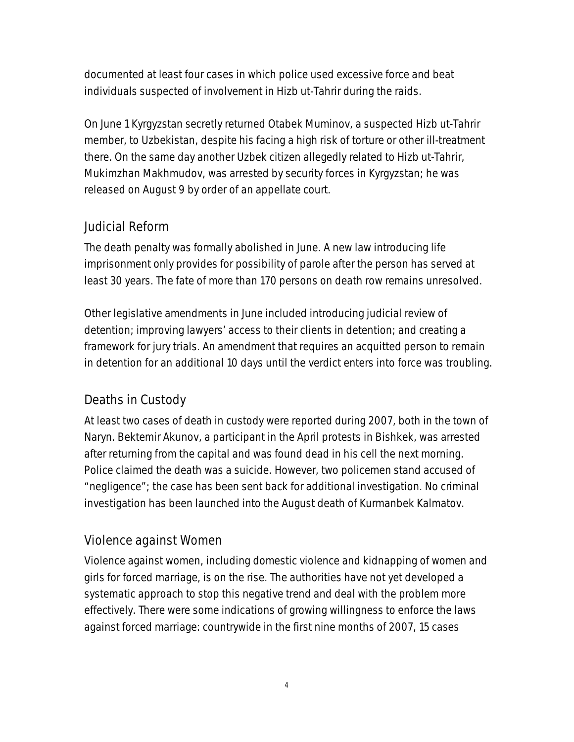documented at least four cases in which police used excessive force and beat individuals suspected of involvement in Hizb ut-Tahrir during the raids.

On June 1 Kyrgyzstan secretly returned Otabek Muminov, a suspected Hizb ut-Tahrir member, to Uzbekistan, despite his facing a high risk of torture or other ill-treatment there. On the same day another Uzbek citizen allegedly related to Hizb ut-Tahrir, Mukimzhan Makhmudov, was arrested by security forces in Kyrgyzstan; he was released on August 9 by order of an appellate court.

## Judicial Reform

The death penalty was formally abolished in June. A new law introducing life imprisonment only provides for possibility of parole after the person has served at least 30 years. The fate of more than 170 persons on death row remains unresolved.

Other legislative amendments in June included introducing judicial review of detention; improving lawyers' access to their clients in detention; and creating a framework for jury trials. An amendment that requires an acquitted person to remain in detention for an additional 10 days until the verdict enters into force was troubling.

## Deaths in Custody

At least two cases of death in custody were reported during 2007, both in the town of Naryn. Bektemir Akunov, a participant in the April protests in Bishkek, was arrested after returning from the capital and was found dead in his cell the next morning. Police claimed the death was a suicide. However, two policemen stand accused of "negligence"; the case has been sent back for additional investigation. No criminal investigation has been launched into the August death of Kurmanbek Kalmatov.

## Violence against Women

Violence against women, including domestic violence and kidnapping of women and girls for forced marriage, is on the rise. The authorities have not yet developed a systematic approach to stop this negative trend and deal with the problem more effectively. There were some indications of growing willingness to enforce the laws against forced marriage: countrywide in the first nine months of 2007, 15 cases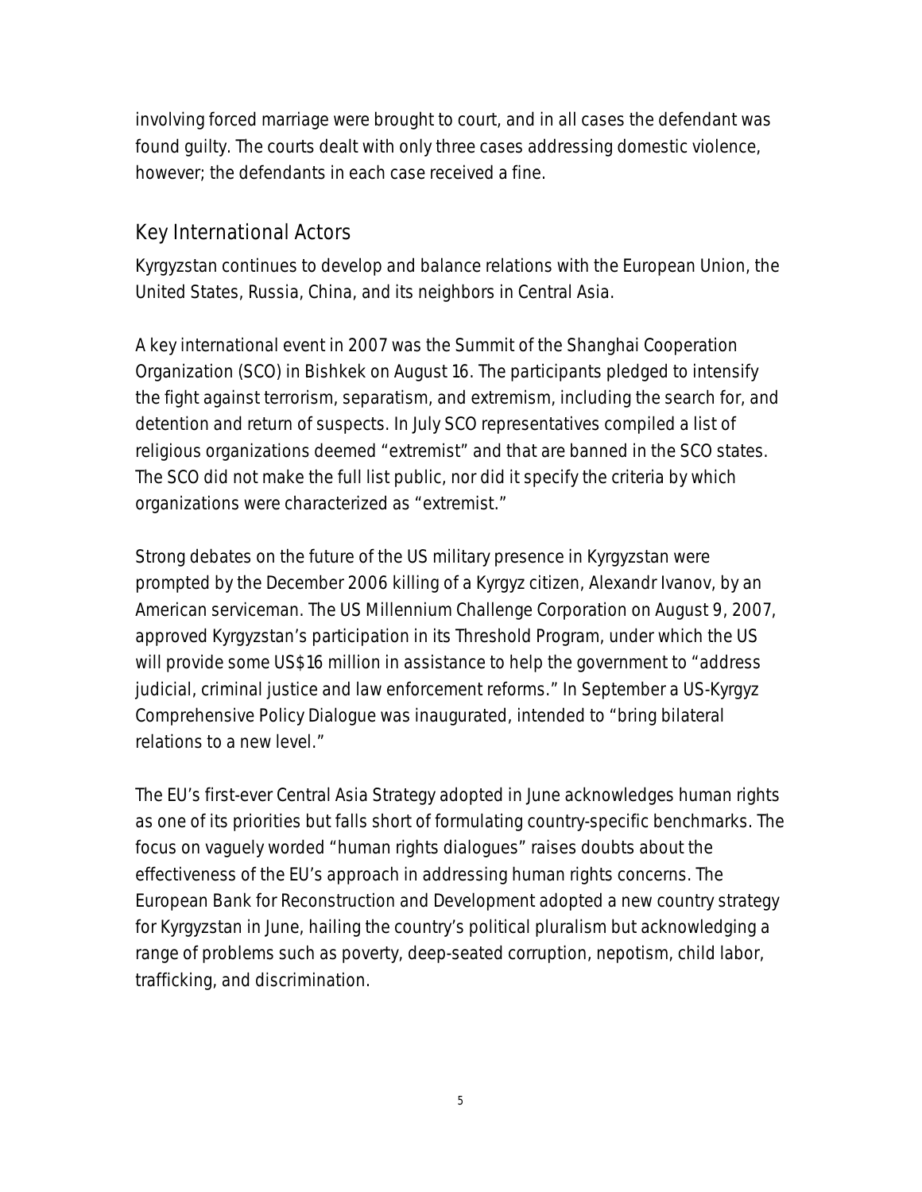involving forced marriage were brought to court, and in all cases the defendant was found guilty. The courts dealt with only three cases addressing domestic violence, however; the defendants in each case received a fine.

## Key International Actors

Kyrgyzstan continues to develop and balance relations with the European Union, the United States, Russia, China, and its neighbors in Central Asia.

A key international event in 2007 was the Summit of the Shanghai Cooperation Organization (SCO) in Bishkek on August 16. The participants pledged to intensify the fight against terrorism, separatism, and extremism, including the search for, and detention and return of suspects. In July SCO representatives compiled a list of religious organizations deemed "extremist" and that are banned in the SCO states. The SCO did not make the full list public, nor did it specify the criteria by which organizations were characterized as "extremist."

Strong debates on the future of the US military presence in Kyrgyzstan were prompted by the December 2006 killing of a Kyrgyz citizen, Alexandr Ivanov, by an American serviceman. The US Millennium Challenge Corporation on August 9, 2007, approved Kyrgyzstan's participation in its Threshold Program, under which the US will provide some US$16 million in assistance to help the government to "address judicial, criminal justice and law enforcement reforms." In September a US-Kyrgyz Comprehensive Policy Dialogue was inaugurated, intended to "bring bilateral relations to a new level."

The EU's first-ever Central Asia Strategy adopted in June acknowledges human rights as one of its priorities but falls short of formulating country-specific benchmarks. The focus on vaguely worded "human rights dialogues" raises doubts about the effectiveness of the EU's approach in addressing human rights concerns. The European Bank for Reconstruction and Development adopted a new country strategy for Kyrgyzstan in June, hailing the country's political pluralism but acknowledging a range of problems such as poverty, deep-seated corruption, nepotism, child labor, trafficking, and discrimination.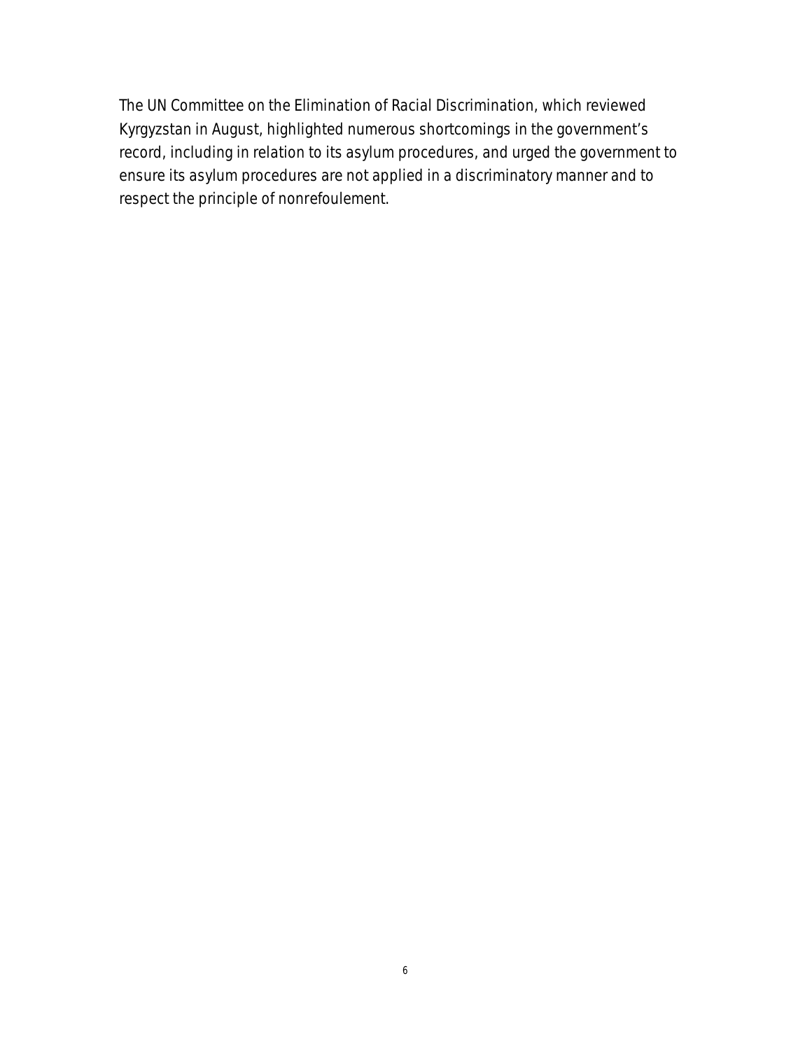The UN Committee on the Elimination of Racial Discrimination, which reviewed Kyrgyzstan in August, highlighted numerous shortcomings in the government's record, including in relation to its asylum procedures, and urged the government to ensure its asylum procedures are not applied in a discriminatory manner and to respect the principle of nonrefoulement.